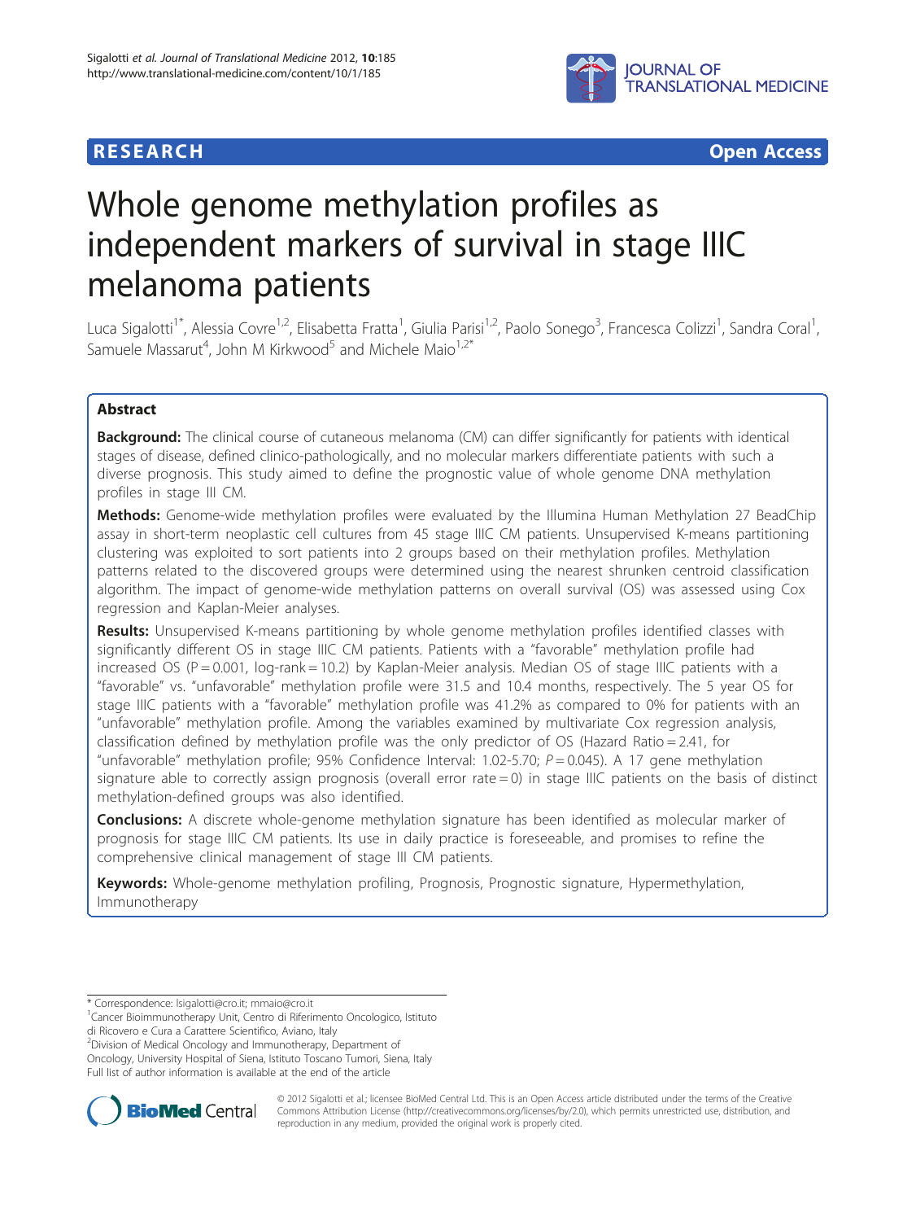# RESEARCH Open Access

# Whole genome methylation profiles as independent markers of survival in stage IIIC melanoma patients

Luca Sigalotti[1*], Alessia Covre[1,2], Elisabetta Fratta[1], Giulia Parisi[1,2], Paolo Sonego[3], Francesca Colizzi[1], Sandra Coral[1], Samuele Massarut[4], John M Kirkwood[5] and Michele Maio[1,2*]

## Abstract

**Background:** The clinical course of cutaneous melanoma (CM) can differ significantly for patients with identical stages of disease, defined clinico-pathologically, and no molecular markers differentiate patients with such a diverse prognosis. This study aimed to define the prognostic value of whole genome DNA methylation profiles in stage III CM.

**Methods:** Genome-wide methylation profiles were evaluated by the Illumina Human Methylation 27 BeadChip assay in short-term neoplastic cell cultures from 45 stage IIIC CM patients. Unsupervised K-means partitioning clustering was exploited to sort patients into 2 groups based on their methylation profiles. Methylation patterns related to the discovered groups were determined using the nearest shrunken centroid classification algorithm. The impact of genome-wide methylation patterns on overall survival (OS) was assessed using Cox regression and Kaplan-Meier analyses.

**Results:** Unsupervised K-means partitioning by whole genome methylation profiles identified classes with significantly different OS in stage IIIC CM patients. Patients with a "favorable" methylation profile had increased OS (P = 0.001, log-rank = 10.2) by Kaplan-Meier analysis. Median OS of stage IIIC patients with a "favorable" vs. "unfavorable" methylation profile were 31.5 and 10.4 months, respectively. The 5 year OS for stage IIIC patients with a "favorable" methylation profile was 41.2% as compared to 0% for patients with an "unfavorable" methylation profile. Among the variables examined by multivariate Cox regression analysis, classification defined by methylation profile was the only predictor of OS (Hazard Ratio = 2.41, for "unfavorable" methylation profile; 95% Confidence Interval: 1.02-5.70; $P = 0.045$). A 17 gene methylation signature able to correctly assign prognosis (overall error rate = 0) in stage IIIC patients on the basis of distinct methylation-defined groups was also identified.

**Conclusions:** A discrete whole-genome methylation signature has been identified as molecular marker of prognosis for stage IIIC CM patients. Its use in daily practice is foreseeable, and promises to refine the comprehensive clinical management of stage III CM patients.

**Keywords:** Whole-genome methylation profiling, Prognosis, Prognostic signature, Hypermethylation, Immunotherapy

\* Correspondence: lsigalotti@cro.it; mmaio@cro.it

[1]Cancer Bioimmunotherapy Unit, Centro di Riferimento Oncologico, Istituto di Ricovero e Cura a Carattere Scientifico, Aviano, Italy

[2]Division of Medical Oncology and Immunotherapy, Department of Oncology, University Hospital of Siena, Istituto Toscano Tumori, Siena, Italy

Full list of author information is available at the end of the article

© 2012 Sigalotti et al.; licensee BioMed Central Ltd. This is an Open Access article distributed under the terms of the Creative Commons Attribution License (http://creativecommons.org/licenses/by/2.0), which permits unrestricted use, distribution, and reproduction in any medium, provided the original work is properly cited.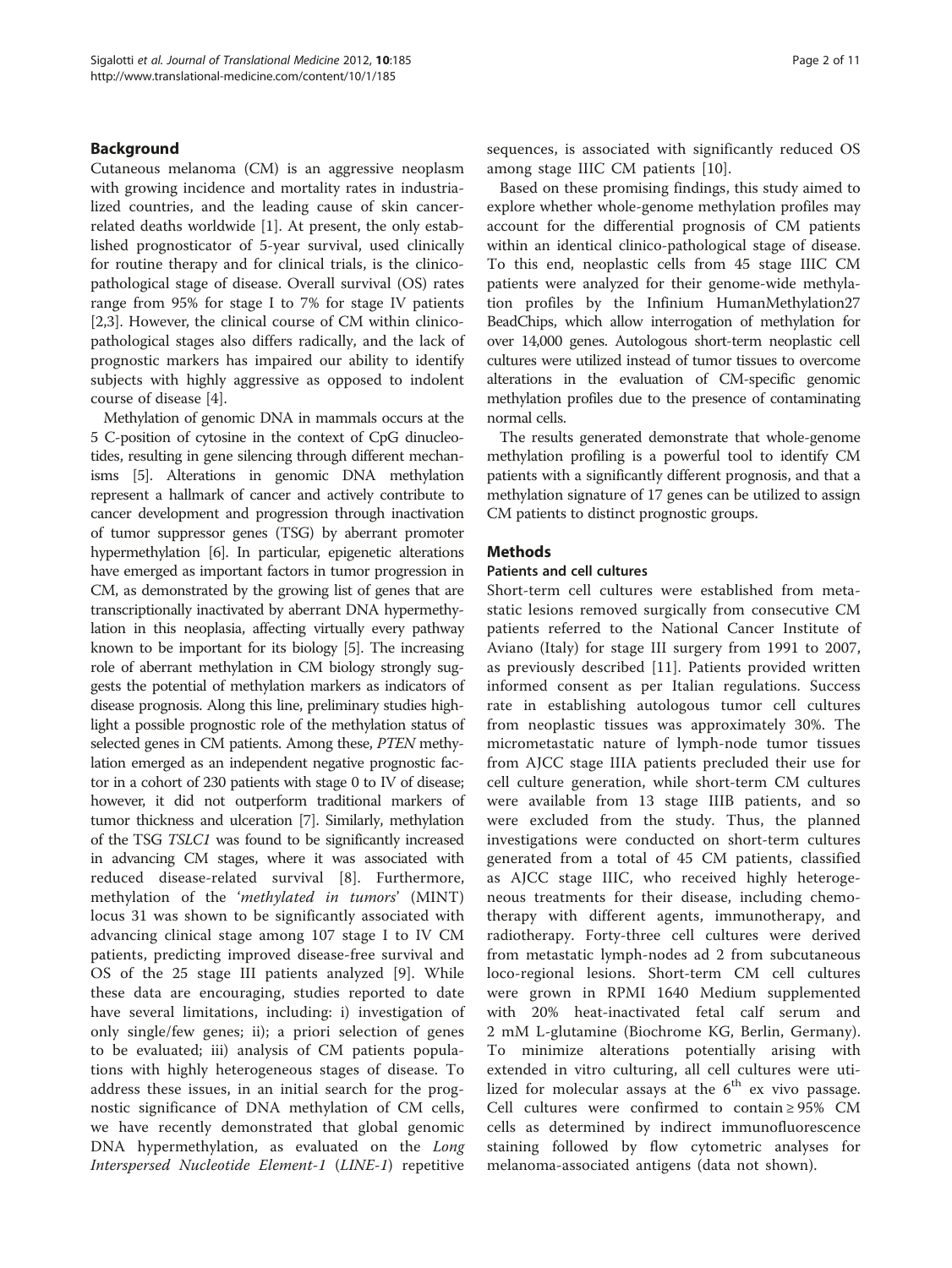## Background

Cutaneous melanoma (CM) is an aggressive neoplasm with growing incidence and mortality rates in industrialized countries, and the leading cause of skin cancer-related deaths worldwide [1]. At present, the only established prognosticator of 5-year survival, used clinically for routine therapy and for clinical trials, is the clinico-pathological stage of disease. Overall survival (OS) rates range from 95% for stage I to 7% for stage IV patients [2,3]. However, the clinical course of CM within clinico-pathological stages also differs radically, and the lack of prognostic markers has impaired our ability to identify subjects with highly aggressive as opposed to indolent course of disease [4].

Methylation of genomic DNA in mammals occurs at the 5 C-position of cytosine in the context of CpG dinucleotides, resulting in gene silencing through different mechanisms [5]. Alterations in genomic DNA methylation represent a hallmark of cancer and actively contribute to cancer development and progression through inactivation of tumor suppressor genes (TSG) by aberrant promoter hypermethylation [6]. In particular, epigenetic alterations have emerged as important factors in tumor progression in CM, as demonstrated by the growing list of genes that are transcriptionally inactivated by aberrant DNA hypermethylation in this neoplasia, affecting virtually every pathway known to be important for its biology [5]. The increasing role of aberrant methylation in CM biology strongly suggests the potential of methylation markers as indicators of disease prognosis. Along this line, preliminary studies highlight a possible prognostic role of the methylation status of selected genes in CM patients. Among these, *PTEN* methylation emerged as an independent negative prognostic factor in a cohort of 230 patients with stage 0 to IV of disease; however, it did not outperform traditional markers of tumor thickness and ulceration [7]. Similarly, methylation of the TSG *TSLC1* was found to be significantly increased in advancing CM stages, where it was associated with reduced disease-related survival [8]. Furthermore, methylation of the '*methylated in tumors*' (MINT) locus 31 was shown to be significantly associated with advancing clinical stage among 107 stage I to IV CM patients, predicting improved disease-free survival and OS of the 25 stage III patients analyzed [9]. While these data are encouraging, studies reported to date have several limitations, including: i) investigation of only single/few genes; ii); a priori selection of genes to be evaluated; iii) analysis of CM patients populations with highly heterogeneous stages of disease. To address these issues, in an initial search for the prognostic significance of DNA methylation of CM cells, we have recently demonstrated that global genomic DNA hypermethylation, as evaluated on the *Long Interspersed Nucleotide Element-1* (*LINE-1*) repetitive sequences, is associated with significantly reduced OS among stage IIIC CM patients [10].

Based on these promising findings, this study aimed to explore whether whole-genome methylation profiles may account for the differential prognosis of CM patients within an identical clinico-pathological stage of disease. To this end, neoplastic cells from 45 stage IIIC CM patients were analyzed for their genome-wide methylation profiles by the Infinium HumanMethylation27 BeadChips, which allow interrogation of methylation for over 14,000 genes. Autologous short-term neoplastic cell cultures were utilized instead of tumor tissues to overcome alterations in the evaluation of CM-specific genomic methylation profiles due to the presence of contaminating normal cells.

The results generated demonstrate that whole-genome methylation profiling is a powerful tool to identify CM patients with a significantly different prognosis, and that a methylation signature of 17 genes can be utilized to assign CM patients to distinct prognostic groups.

## Methods

### Patients and cell cultures

Short-term cell cultures were established from metastatic lesions removed surgically from consecutive CM patients referred to the National Cancer Institute of Aviano (Italy) for stage III surgery from 1991 to 2007, as previously described [11]. Patients provided written informed consent as per Italian regulations. Success rate in establishing autologous tumor cell cultures from neoplastic tissues was approximately 30%. The micrometastatic nature of lymph-node tumor tissues from AJCC stage IIIA patients precluded their use for cell culture generation, while short-term CM cultures were available from 13 stage IIIB patients, and so were excluded from the study. Thus, the planned investigations were conducted on short-term cultures generated from a total of 45 CM patients, classified as AJCC stage IIIC, who received highly heterogeneous treatments for their disease, including chemotherapy with different agents, immunotherapy, and radiotherapy. Forty-three cell cultures were derived from metastatic lymph-nodes ad 2 from subcutaneous loco-regional lesions. Short-term CM cell cultures were grown in RPMI 1640 Medium supplemented with 20% heat-inactivated fetal calf serum and 2 mM L-glutamine (Biochrome KG, Berlin, Germany). To minimize alterations potentially arising with extended in vitro culturing, all cell cultures were utilized for molecular assays at the $6^{th}$ ex vivo passage. Cell cultures were confirmed to contain ≥ 95% CM cells as determined by indirect immunofluorescence staining followed by flow cytometric analyses for melanoma-associated antigens (data not shown).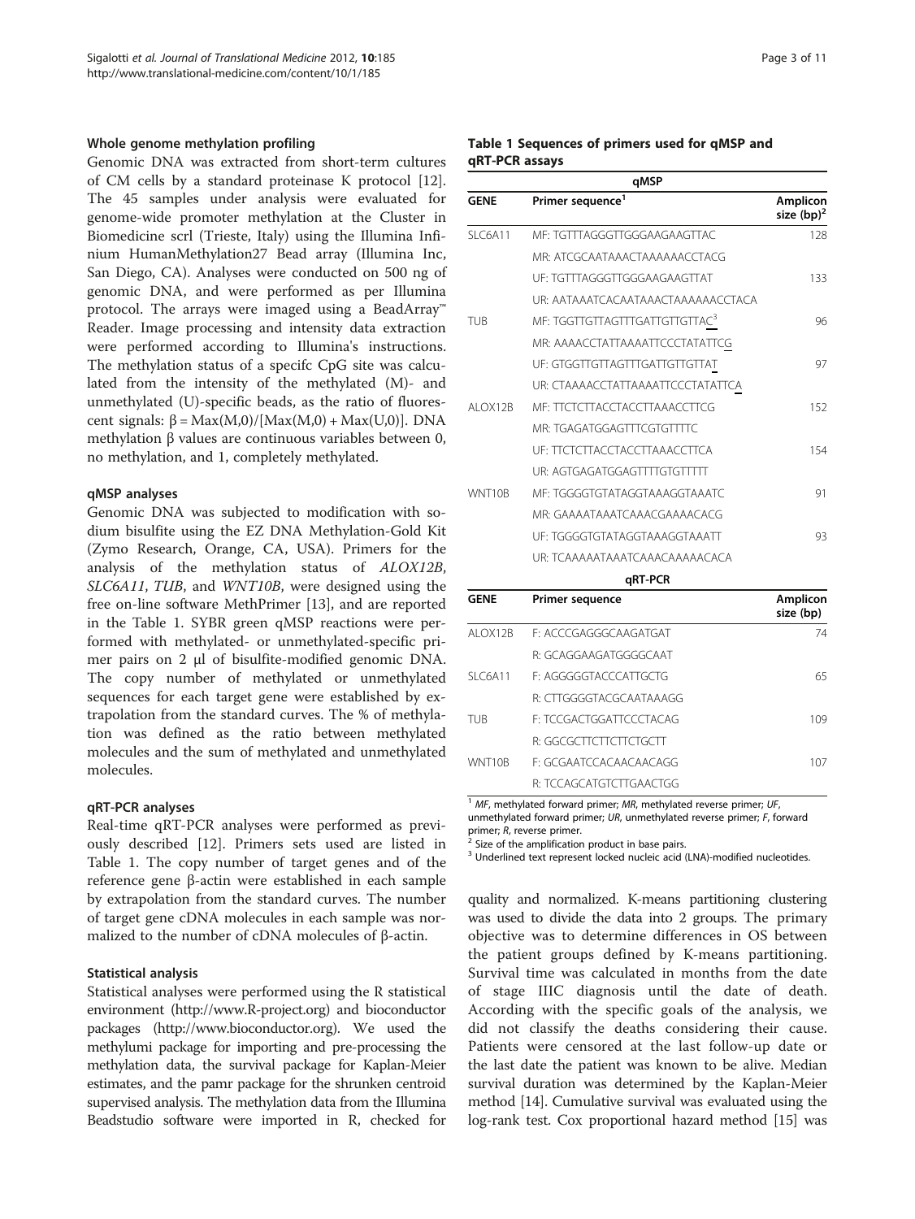#### Whole genome methylation profiling

Genomic DNA was extracted from short-term cultures of CM cells by a standard proteinase K protocol [12]. The 45 samples under analysis were evaluated for genome-wide promoter methylation at the Cluster in Biomedicine scrl (Trieste, Italy) using the Illumina Infinium HumanMethylation27 Bead array (Illumina Inc, San Diego, CA). Analyses were conducted on 500 ng of genomic DNA, and were performed as per Illumina protocol. The arrays were imaged using a BeadArray™ Reader. Image processing and intensity data extraction were performed according to Illumina's instructions. The methylation status of a specifc CpG site was calculated from the intensity of the methylated (M)- and unmethylated (U)-specific beads, as the ratio of fluorescent signals: $\beta = \text{Max}(M,0)/[\text{Max}(M,0) + \text{Max}(U,0)]$. DNA methylation β values are continuous variables between 0, no methylation, and 1, completely methylated.

#### qMSP analyses

Genomic DNA was subjected to modification with sodium bisulfite using the EZ DNA Methylation-Gold Kit (Zymo Research, Orange, CA, USA). Primers for the analysis of the methylation status of *ALOX12B*, *SLC6A11*, *TUB*, and *WNT10B*, were designed using the free on-line software MethPrimer [13], and are reported in the Table 1. SYBR green qMSP reactions were performed with methylated- or unmethylated-specific primer pairs on 2 μl of bisulfite-modified genomic DNA. The copy number of methylated or unmethylated sequences for each target gene were established by extrapolation from the standard curves. The % of methylation was defined as the ratio between methylated molecules and the sum of methylated and unmethylated molecules.

#### qRT-PCR analyses

Real-time qRT-PCR analyses were performed as previously described [12]. Primers sets used are listed in Table 1. The copy number of target genes and of the reference gene β-actin were established in each sample by extrapolation from the standard curves. The number of target gene cDNA molecules in each sample was normalized to the number of cDNA molecules of β-actin.

#### Statistical analysis

Statistical analyses were performed using the R statistical environment (http://www.R-project.org) and bioconductor packages (http://www.bioconductor.org). We used the methylumi package for importing and pre-processing the methylation data, the survival package for Kaplan-Meier estimates, and the pamr package for the shrunken centroid supervised analysis. The methylation data from the Illumina Beadstudio software were imported in R, checked for quality and normalized. K-means partitioning clustering was used to divide the data into 2 groups. The primary objective was to determine differences in OS between the patient groups defined by K-means partitioning. Survival time was calculated in months from the date of stage IIIC diagnosis until the date of death. According with the specific goals of the analysis, we did not classify the deaths considering their cause. Patients were censored at the last follow-up date or the last date the patient was known to be alive. Median survival duration was determined by the Kaplan-Meier method [14]. Cumulative survival was evaluated using the log-rank test. Cox proportional hazard method [15] was

**Table 1 Sequences of primers used for qMSP and qRT-PCR assays**

| qMSP | | |
|---|---|---|
| **GENE** | **Primer sequence[1]** | **Amplicon size (bp)[2]** |
| SLC6A11 | MF: TGTTTAGGGTTGGGAAGAAGTTAC | 128 |
| | MR: ATCGCAATAAACTAAAAAACCTACG | |
| | UF: TGTTTAGGGTTGGGAAGAAGTTAT | 133 |
| | UR: AATAAATCACAATAAACTAAAAAACCTACA | |
| TUB | MF: TGGTTGTTAGTTTGATTGTTGTTAC[3] | 96 |
| | MR: AAAACCTATTAAAATTCCCTATATTCG | |
| | UF: GTGGTTGTTAGTTTGATTGTTGTTAT | 97 |
| | UR: CTAAAACCTATTAAAATTCCCTATATTCA | |
| ALOX12B | MF: TTCTCTTACCTACCTTAAACCTTCG | 152 |
| | MR: TGAGATGGAGTTTCGTGTTTTC | |
| | UF: TTCTCTTACCTACCTTAAACCTTCA | 154 |
| | UR: AGTGAGATGGAGTTTTGTGTTTTT | |
| WNT10B | MF: TGGGGTGTATAGGTAAAGGTAAATC | 91 |
| | MR: GAAAATAAATCAAACGAAAACACG | |
| | UF: TGGGGTGTATAGGTAAAGGTAAATT | 93 |
| | UR: TCAAAAATAAATCAAACAAAAACACA | |
| **qRT-PCR** | | |
| **GENE** | **Primer sequence** | **Amplicon size (bp)** |
| ALOX12B | F: ACCCGAGGGCAAGATGAT | 74 |
| | R: GCAGGAAGATGGGGCAAT | |
| SLC6A11 | F: AGGGGGTACCCATTGCTG | 65 |
| | R: CTTGGGGTACGCAATAAAGG | |
| TUB | F: TCCGACTGGATTCCCTACAG | 109 |
| | R: GGCGCTTCTTCTTCTGCTT | |
| WNT10B | F: GCGAATCCACAACAACAGG | 107 |
| | R: TCCAGCATGTCTTGAACTGG | |

[1] *MF*, methylated forward primer; *MR*, methylated reverse primer; *UF*, unmethylated forward primer; *UR*, unmethylated reverse primer; *F*, forward primer; *R*, reverse primer.
[2] Size of the amplification product in base pairs.
[3] Underlined text represent locked nucleic acid (LNA)-modified nucleotides.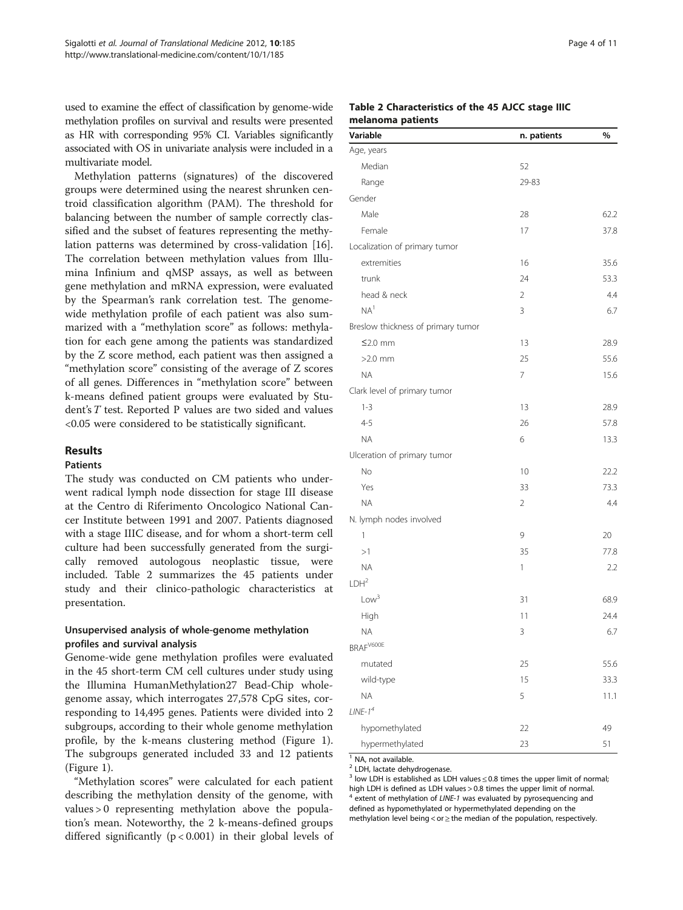used to examine the effect of classification by genome-wide methylation profiles on survival and results were presented as HR with corresponding 95% CI. Variables significantly associated with OS in univariate analysis were included in a multivariate model.

Methylation patterns (signatures) of the discovered groups were determined using the nearest shrunken centroid classification algorithm (PAM). The threshold for balancing between the number of sample correctly classified and the subset of features representing the methylation patterns was determined by cross-validation [16]. The correlation between methylation values from Illumina Infinium and qMSP assays, as well as between gene methylation and mRNA expression, were evaluated by the Spearman's rank correlation test. The genome-wide methylation profile of each patient was also summarized with a "methylation score" as follows: methylation for each gene among the patients was standardized by the Z score method, each patient was then assigned a "methylation score" consisting of the average of Z scores of all genes. Differences in "methylation score" between k-means defined patient groups were evaluated by Student's *T* test. Reported P values are two sided and values <0.05 were considered to be statistically significant.

## Results

### Patients

The study was conducted on CM patients who underwent radical lymph node dissection for stage III disease at the Centro di Riferimento Oncologico National Cancer Institute between 1991 and 2007. Patients diagnosed with a stage IIIC disease, and for whom a short-term cell culture had been successfully generated from the surgically removed autologous neoplastic tissue, were included. Table 2 summarizes the 45 patients under study and their clinico-pathologic characteristics at presentation.

### Unsupervised analysis of whole-genome methylation profiles and survival analysis

Genome-wide gene methylation profiles were evaluated in the 45 short-term CM cell cultures under study using the Illumina HumanMethylation27 Bead-Chip whole-genome assay, which interrogates 27,578 CpG sites, corresponding to 14,495 genes. Patients were divided into 2 subgroups, according to their whole genome methylation profile, by the k-means clustering method (Figure 1). The subgroups generated included 33 and 12 patients (Figure 1).

"Methylation scores" were calculated for each patient describing the methylation density of the genome, with values > 0 representing methylation above the population's mean. Noteworthy, the 2 k-means-defined groups differed significantly ($p < 0.001$) in their global levels of

**Table 2 Characteristics of the 45 AJCC stage IIIC melanoma patients**

| Variable | n. patients | % |
|---|---|---|
| Age, years | | |
| Median | 52 | |
| Range | 29-83 | |
| Gender | | |
| Male | 28 | 62.2 |
| Female | 17 | 37.8 |
| Localization of primary tumor | | |
| extremities | 16 | 35.6 |
| trunk | 24 | 53.3 |
| head & neck | 2 | 4.4 |
| NA[1] | 3 | 6.7 |
| Breslow thickness of primary tumor | | |
| ≤2.0 mm | 13 | 28.9 |
| >2.0 mm | 25 | 55.6 |
| NA | 7 | 15.6 |
| Clark level of primary tumor | | |
| 1-3 | 13 | 28.9 |
| 4-5 | 26 | 57.8 |
| NA | 6 | 13.3 |
| Ulceration of primary tumor | | |
| No | 10 | 22.2 |
| Yes | 33 | 73.3 |
| NA | 2 | 4.4 |
| N. lymph nodes involved | | |
| 1 | 9 | 20 |
| >1 | 35 | 77.8 |
| NA | 1 | 2.2 |
| LDH[2] | | |
| Low[3] | 31 | 68.9 |
| High | 11 | 24.4 |
| NA | 3 | 6.7 |
| $BRAF^{V600E}$ | | |
| mutated | 25 | 55.6 |
| wild-type | 15 | 33.3 |
| NA | 5 | 11.1 |
| *LINE-1*[4] | | |
| hypomethylated | 22 | 49 |
| hypermethylated | 23 | 51 |

[1] NA, not available.
[2] LDH, lactate dehydrogenase.
[3] low LDH is established as LDH values ≤ 0.8 times the upper limit of normal; high LDH is defined as LDH values > 0.8 times the upper limit of normal.
[4] extent of methylation of *LINE-1* was evaluated by pyrosequencing and defined as hypomethylated or hypermethylated depending on the methylation level being < or ≥ the median of the population, respectively.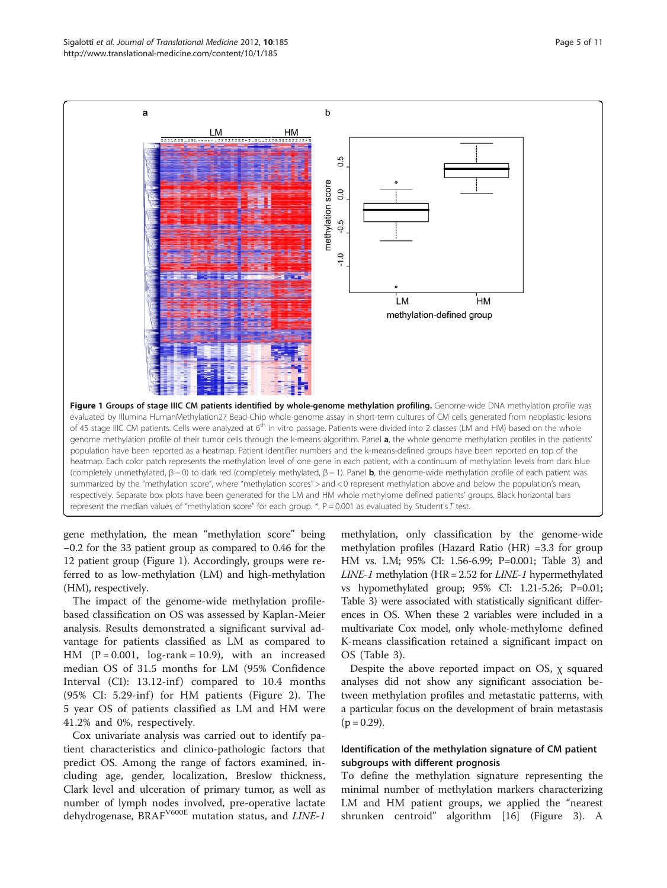**Figure 1 Groups of stage IIIC CM patients identified by whole-genome methylation profiling.** Genome-wide DNA methylation profile was evaluated by Illumina HumanMethylation27 Bead-Chip whole-genome assay in short-term cultures of CM cells generated from neoplastic lesions of 45 stage IIIC CM patients. Cells were analyzed at 6th in vitro passage. Patients were divided into 2 classes (LM and HM) based on the whole genome methylation profile of their tumor cells through the k-means algorithm. Panel **a**, the whole genome methylation profiles in the patients' population have been reported as a heatmap. Patient identifier numbers and the k-means-defined groups have been reported on top of the heatmap. Each color patch represents the methylation level of one gene in each patient, with a continuum of methylation levels from dark blue (completely unmethylated, β = 0) to dark red (completely methylated, β = 1). Panel **b**, the genome-wide methylation profile of each patient was summarized by the "methylation score", where "methylation scores" > and < 0 represent methylation above and below the population's mean, respectively. Separate box plots have been generated for the LM and HM whole methylome defined patients' groups. Black horizontal bars represent the median values of "methylation score" for each group. *, P = 0.001 as evaluated by Student's *T* test.

gene methylation, the mean "methylation score" being −0.2 for the 33 patient group as compared to 0.46 for the 12 patient group (Figure 1). Accordingly, groups were referred to as low-methylation (LM) and high-methylation (HM), respectively.

The impact of the genome-wide methylation profile-based classification on OS was assessed by Kaplan-Meier analysis. Results demonstrated a significant survival advantage for patients classified as LM as compared to HM (P = 0.001, log-rank = 10.9), with an increased median OS of 31.5 months for LM (95% Confidence Interval (CI): 13.12-inf) compared to 10.4 months (95% CI: 5.29-inf) for HM patients (Figure 2). The 5 year OS of patients classified as LM and HM were 41.2% and 0%, respectively.

Cox univariate analysis was carried out to identify patient characteristics and clinico-pathologic factors that predict OS. Among the range of factors examined, including age, gender, localization, Breslow thickness, Clark level and ulceration of primary tumor, as well as number of lymph nodes involved, pre-operative lactate dehydrogenase, BRAF$^{V600E}$ mutation status, and *LINE-1* methylation, only classification by the genome-wide methylation profiles (Hazard Ratio (HR) =3.3 for group HM vs. LM; 95% CI: 1.56-6.99; P=0.001; Table 3) and *LINE-1* methylation (HR = 2.52 for *LINE-1* hypermethylated vs hypomethylated group; 95% CI: 1.21-5.26; P=0.01; Table 3) were associated with statistically significant differences in OS. When these 2 variables were included in a multivariate Cox model, only whole-methylome defined K-means classification retained a significant impact on OS (Table 3).

Despite the above reported impact on OS, χ squared analyses did not show any significant association between methylation profiles and metastatic patterns, with a particular focus on the development of brain metastasis (p = 0.29).

### Identification of the methylation signature of CM patient subgroups with different prognosis

To define the methylation signature representing the minimal number of methylation markers characterizing LM and HM patient groups, we applied the "nearest shrunken centroid" algorithm [16] (Figure 3). A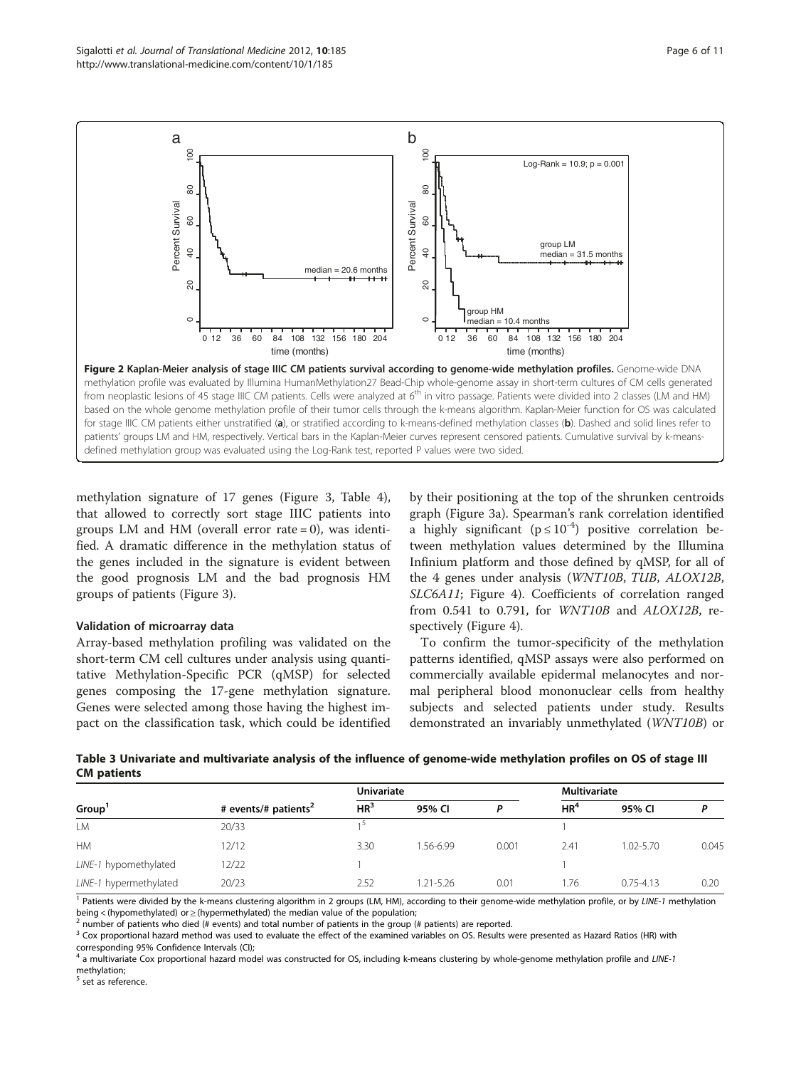**Figure 2 Kaplan-Meier analysis of stage IIIC CM patients survival according to genome-wide methylation profiles.** Genome-wide DNA methylation profile was evaluated by Illumina HumanMethylation27 Bead-Chip whole-genome assay in short-term cultures of CM cells generated from neoplastic lesions of 45 stage IIIC CM patients. Cells were analyzed at 6th in vitro passage. Patients were divided into 2 classes (LM and HM) based on the whole genome methylation profile of their tumor cells through the k-means algorithm. Kaplan-Meier function for OS was calculated for stage IIIC CM patients either unstratified (**a**), or stratified according to k-means-defined methylation classes (**b**). Dashed and solid lines refer to patients' groups LM and HM, respectively. Vertical bars in the Kaplan-Meier curves represent censored patients. Cumulative survival by k-means-defined methylation group was evaluated using the Log-Rank test, reported P values were two sided.

methylation signature of 17 genes (Figure 3, Table 4), that allowed to correctly sort stage IIIC patients into groups LM and HM (overall error rate = 0), was identified. A dramatic difference in the methylation status of the genes included in the signature is evident between the good prognosis LM and the bad prognosis HM groups of patients (Figure 3).

### Validation of microarray data

Array-based methylation profiling was validated on the short-term CM cell cultures under analysis using quantitative Methylation-Specific PCR (qMSP) for selected genes composing the 17-gene methylation signature. Genes were selected among those having the highest impact on the classification task, which could be identified by their positioning at the top of the shrunken centroids graph (Figure 3a). Spearman's rank correlation identified a highly significant ($p \leq 10^{-4}$) positive correlation between methylation values determined by the Illumina Infinium platform and those defined by qMSP, for all of the 4 genes under analysis (*WNT10B*, *TUB*, *ALOX12B*, *SLC6A11*; Figure 4). Coefficients of correlation ranged from 0.541 to 0.791, for *WNT10B* and *ALOX12B*, respectively (Figure 4).

To confirm the tumor-specificity of the methylation patterns identified, qMSP assays were also performed on commercially available epidermal melanocytes and normal peripheral blood mononuclear cells from healthy subjects and selected patients under study. Results demonstrated an invariably unmethylated (*WNT10B*) or

**Table 3 Univariate and multivariate analysis of the influence of genome-wide methylation profiles on OS of stage III CM patients**

| Group[1] | # events/# patients[2] | Univariate | | | Multivariate | | |
|---|---|---|---|---|---|---|---|
| | | HR[3] | 95% CI | P | HR[4] | 95% CI | P |
| LM | 20/33 | 1[5] | | | 1 | | |
| HM | 12/12 | 3.30 | 1.56-6.99 | 0.001 | 2.41 | 1.02-5.70 | 0.045 |
| *LINE-1* hypomethylated | 12/22 | 1 | | | 1 | | |
| *LINE-1* hypermethylated | 20/23 | 2.52 | 1.21-5.26 | 0.01 | 1.76 | 0.75-4.13 | 0.20 |

[1] Patients were divided by the k-means clustering algorithm in 2 groups (LM, HM), according to their genome-wide methylation profile, or by *LINE-1* methylation being < (hypomethylated) or ≥ (hypermethylated) the median value of the population;
[2] number of patients who died (# events) and total number of patients in the group (# patients) are reported.
[3] Cox proportional hazard method was used to evaluate the effect of the examined variables on OS. Results were presented as Hazard Ratios (HR) with corresponding 95% Confidence Intervals (CI);
[4] a multivariate Cox proportional hazard model was constructed for OS, including k-means clustering by whole-genome methylation profile and *LINE-1* methylation;
[5] set as reference.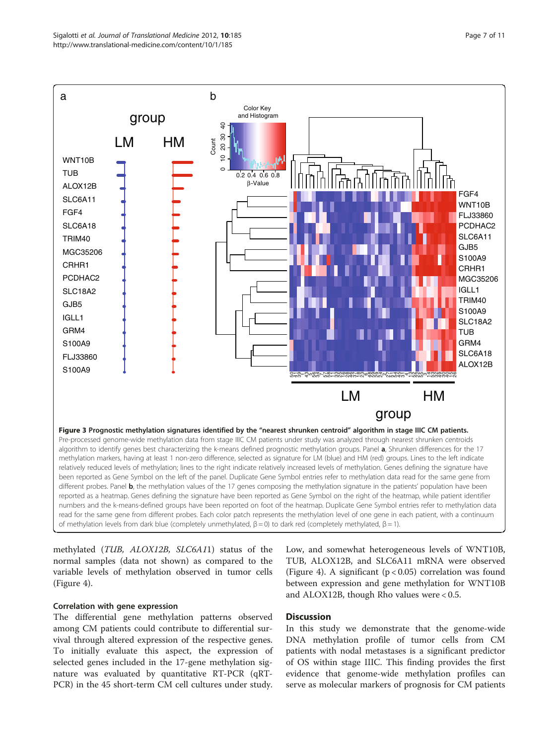**Figure 3 Prognostic methylation signatures identified by the "nearest shrunken centroid" algorithm in stage IIIC CM patients.** Pre-processed genome-wide methylation data from stage IIIC CM patients under study was analyzed through nearest shrunken centroids algorithm to identify genes best characterizing the k-means defined prognostic methylation groups. Panel **a**, Shrunken differences for the 17 methylation markers, having at least 1 non-zero difference, selected as signature for LM (blue) and HM (red) groups. Lines to the left indicate relatively reduced levels of methylation; lines to the right indicate relatively increased levels of methylation. Genes defining the signature have been reported as Gene Symbol on the left of the panel. Duplicate Gene Symbol entries refer to methylation data read for the same gene from different probes. Panel **b**, the methylation values of the 17 genes composing the methylation signature in the patients' population have been reported as a heatmap. Genes defining the signature have been reported as Gene Symbol on the right of the heatmap, while patient identifier numbers and the k-means-defined groups have been reported on foot of the heatmap. Duplicate Gene Symbol entries refer to methylation data read for the same gene from different probes. Each color patch represents the methylation level of one gene in each patient, with a continuum of methylation levels from dark blue (completely unmethylated, β = 0) to dark red (completely methylated, β = 1).

methylated (*TUB, ALOX12B, SLC6A11*) status of the normal samples (data not shown) as compared to the variable levels of methylation observed in tumor cells (Figure 4).

### Correlation with gene expression

The differential gene methylation patterns observed among CM patients could contribute to differential survival through altered expression of the respective genes. To initially evaluate this aspect, the expression of selected genes included in the 17-gene methylation signature was evaluated by quantitative RT-PCR (qRT-PCR) in the 45 short-term CM cell cultures under study. Low, and somewhat heterogeneous levels of WNT10B, TUB, ALOX12B, and SLC6A11 mRNA were observed (Figure 4). A significant ($p < 0.05$) correlation was found between expression and gene methylation for WNT10B and ALOX12B, though Rho values were < 0.5.

## Discussion

In this study we demonstrate that the genome-wide DNA methylation profile of tumor cells from CM patients with nodal metastases is a significant predictor of OS within stage IIIC. This finding provides the first evidence that genome-wide methylation profiles can serve as molecular markers of prognosis for CM patients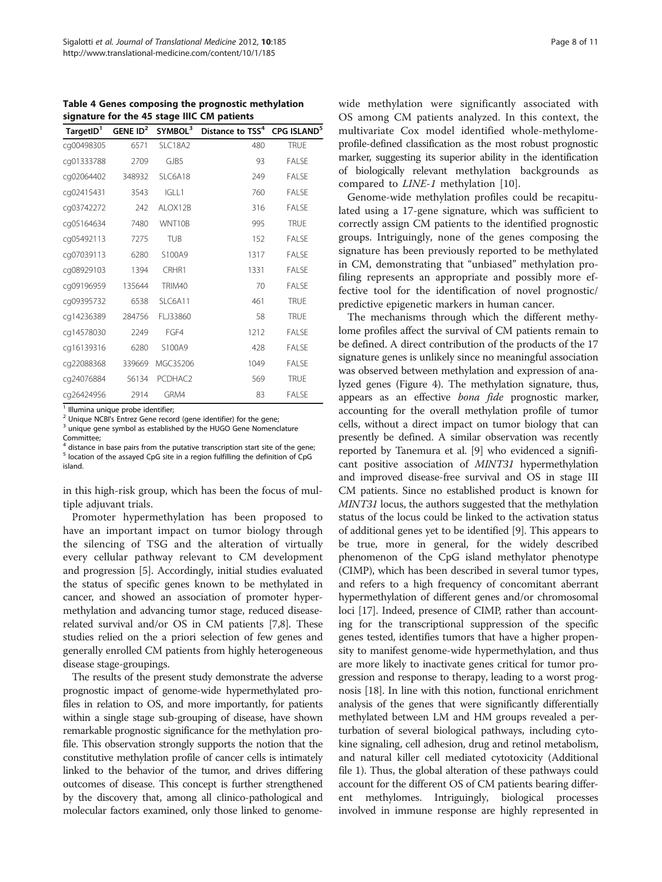**Table 4 Genes composing the prognostic methylation signature for the 45 stage IIIC CM patients**

| TargetID[1] | GENE ID[2] | SYMBOL[3] | Distance to TSS[4] | CPG ISLAND[5] |
|---|---|---|---|---|
| cg00498305 | 6571 | SLC18A2 | 480 | TRUE |
| cg01333788 | 2709 | GJB5 | 93 | FALSE |
| cg02064402 | 348932 | SLC6A18 | 249 | FALSE |
| cg02415431 | 3543 | IGLL1 | 760 | FALSE |
| cg03742272 | 242 | ALOX12B | 316 | FALSE |
| cg05164634 | 7480 | WNT10B | 995 | TRUE |
| cg05492113 | 7275 | TUB | 152 | FALSE |
| cg07039113 | 6280 | S100A9 | 1317 | FALSE |
| cg08929103 | 1394 | CRHR1 | 1331 | FALSE |
| cg09196959 | 135644 | TRIM40 | 70 | FALSE |
| cg09395732 | 6538 | SLC6A11 | 461 | TRUE |
| cg14236389 | 284756 | FLJ33860 | 58 | TRUE |
| cg14578030 | 2249 | FGF4 | 1212 | FALSE |
| cg16139316 | 6280 | S100A9 | 428 | FALSE |
| cg22088368 | 339669 | MGC35206 | 1049 | FALSE |
| cg24076884 | 56134 | PCDHAC2 | 569 | TRUE |
| cg26424956 | 2914 | GRM4 | 83 | FALSE |

[1] Illumina unique probe identifier;
[2] Unique NCBI's Entrez Gene record (gene identifier) for the gene;
[3] unique gene symbol as established by the HUGO Gene Nomenclature Committee;
[4] distance in base pairs from the putative transcription start site of the gene;
[5] location of the assayed CpG site in a region fulfilling the definition of CpG island.

in this high-risk group, which has been the focus of multiple adjuvant trials.

Promoter hypermethylation has been proposed to have an important impact on tumor biology through the silencing of TSG and the alteration of virtually every cellular pathway relevant to CM development and progression [5]. Accordingly, initial studies evaluated the status of specific genes known to be methylated in cancer, and showed an association of promoter hypermethylation and advancing tumor stage, reduced disease-related survival and/or OS in CM patients [7,8]. These studies relied on the a priori selection of few genes and generally enrolled CM patients from highly heterogeneous disease stage-groupings.

The results of the present study demonstrate the adverse prognostic impact of genome-wide hypermethylated profiles in relation to OS, and more importantly, for patients within a single stage sub-grouping of disease, have shown remarkable prognostic significance for the methylation profile. This observation strongly supports the notion that the constitutive methylation profile of cancer cells is intimately linked to the behavior of the tumor, and drives differing outcomes of disease. This concept is further strengthened by the discovery that, among all clinico-pathological and molecular factors examined, only those linked to genome-wide methylation were significantly associated with OS among CM patients analyzed. In this context, the multivariate Cox model identified whole-methylome-profile-defined classification as the most robust prognostic marker, suggesting its superior ability in the identification of biologically relevant methylation backgrounds as compared to *LINE-1* methylation [10].

Genome-wide methylation profiles could be recapitulated using a 17-gene signature, which was sufficient to correctly assign CM patients to the identified prognostic groups. Intriguingly, none of the genes composing the signature has been previously reported to be methylated in CM, demonstrating that "unbiased" methylation profiling represents an appropriate and possibly more effective tool for the identification of novel prognostic/predictive epigenetic markers in human cancer.

The mechanisms through which the different methylome profiles affect the survival of CM patients remain to be defined. A direct contribution of the products of the 17 signature genes is unlikely since no meaningful association was observed between methylation and expression of analyzed genes (Figure 4). The methylation signature, thus, appears as an effective *bona fide* prognostic marker, accounting for the overall methylation profile of tumor cells, without a direct impact on tumor biology that can presently be defined. A similar observation was recently reported by Tanemura et al. [9] who evidenced a significant positive association of *MINT31* hypermethylation and improved disease-free survival and OS in stage III CM patients. Since no established product is known for *MINT31* locus, the authors suggested that the methylation status of the locus could be linked to the activation status of additional genes yet to be identified [9]. This appears to be true, more in general, for the widely described phenomenon of the CpG island methylator phenotype (CIMP), which has been described in several tumor types, and refers to a high frequency of concomitant aberrant hypermethylation of different genes and/or chromosomal loci [17]. Indeed, presence of CIMP, rather than accounting for the transcriptional suppression of the specific genes tested, identifies tumors that have a higher propensity to manifest genome-wide hypermethylation, and thus are more likely to inactivate genes critical for tumor progression and response to therapy, leading to a worst prognosis [18]. In line with this notion, functional enrichment analysis of the genes that were significantly differentially methylated between LM and HM groups revealed a perturbation of several biological pathways, including cytokine signaling, cell adhesion, drug and retinol metabolism, and natural killer cell mediated cytotoxicity (Additional file 1). Thus, the global alteration of these pathways could account for the different OS of CM patients bearing different methylomes. Intriguingly, biological processes involved in immune response are highly represented in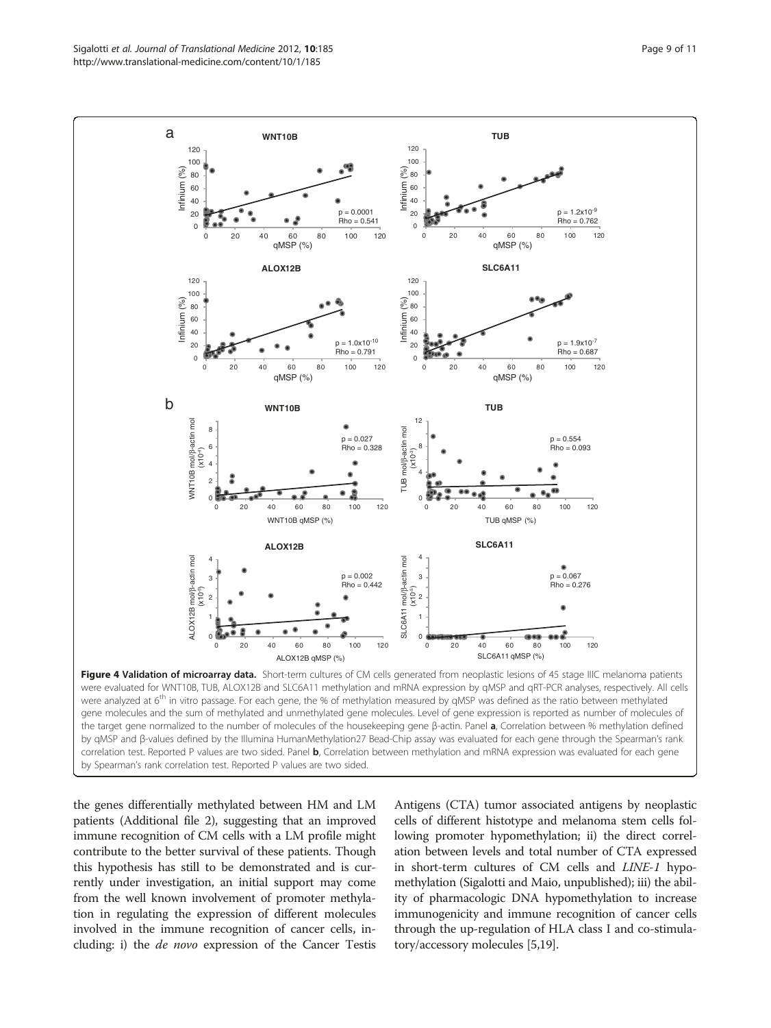**Figure 4 Validation of microarray data.** Short-term cultures of CM cells generated from neoplastic lesions of 45 stage IIIC melanoma patients were evaluated for WNT10B, TUB, ALOX12B and SLC6A11 methylation and mRNA expression by qMSP and qRT-PCR analyses, respectively. All cells were analyzed at 6[th] in vitro passage. For each gene, the % of methylation measured by qMSP was defined as the ratio between methylated gene molecules and the sum of methylated and unmethylated gene molecules. Level of gene expression is reported as number of molecules of the target gene normalized to the number of molecules of the housekeeping gene β-actin. Panel **a**, Correlation between % methylation defined by qMSP and β-values defined by the Illumina HumanMethylation27 Bead-Chip assay was evaluated for each gene through the Spearman's rank correlation test. Reported P values are two sided. Panel **b**, Correlation between methylation and mRNA expression was evaluated for each gene by Spearman's rank correlation test. Reported P values are two sided.

the genes differentially methylated between HM and LM patients (Additional file 2), suggesting that an improved immune recognition of CM cells with a LM profile might contribute to the better survival of these patients. Though this hypothesis has still to be demonstrated and is currently under investigation, an initial support may come from the well known involvement of promoter methylation in regulating the expression of different molecules involved in the immune recognition of cancer cells, including: i) the *de novo* expression of the Cancer Testis Antigens (CTA) tumor associated antigens by neoplastic cells of different histotype and melanoma stem cells following promoter hypomethylation; ii) the direct correlation between levels and total number of CTA expressed in short-term cultures of CM cells and *LINE-1* hypomethylation (Sigalotti and Maio, unpublished); iii) the ability of pharmacologic DNA hypomethylation to increase immunogenicity and immune recognition of cancer cells through the up-regulation of HLA class I and co-stimulatory/accessory molecules [5,19].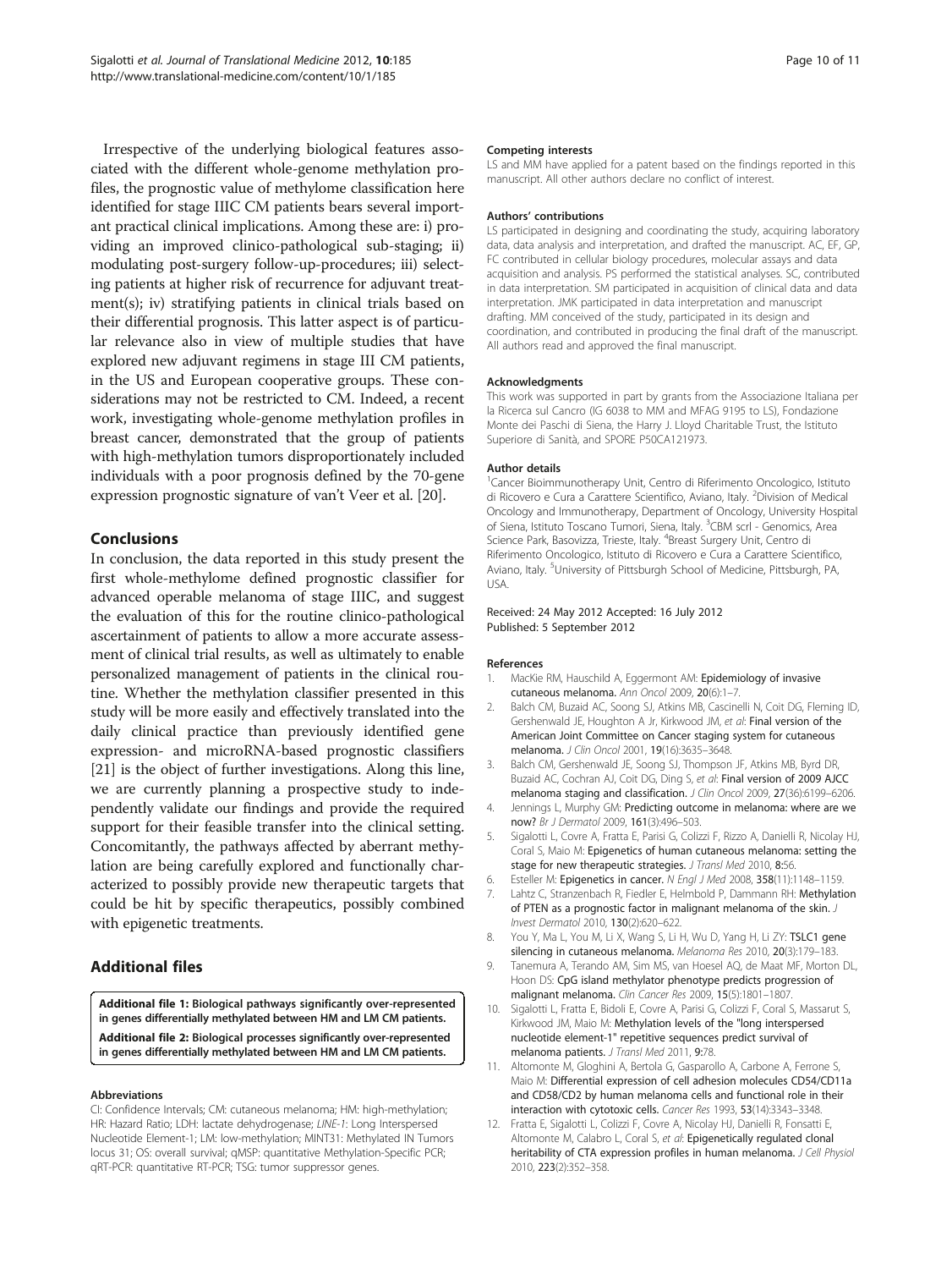Irrespective of the underlying biological features associated with the different whole-genome methylation profiles, the prognostic value of methylome classification here identified for stage IIIC CM patients bears several important practical clinical implications. Among these are: i) providing an improved clinico-pathological sub-staging; ii) modulating post-surgery follow-up-procedures; iii) selecting patients at higher risk of recurrence for adjuvant treatment(s); iv) stratifying patients in clinical trials based on their differential prognosis. This latter aspect is of particular relevance also in view of multiple studies that have explored new adjuvant regimens in stage III CM patients, in the US and European cooperative groups. These considerations may not be restricted to CM. Indeed, a recent work, investigating whole-genome methylation profiles in breast cancer, demonstrated that the group of patients with high-methylation tumors disproportionately included individuals with a poor prognosis defined by the 70-gene expression prognostic signature of van't Veer et al. [20].

## Conclusions

In conclusion, the data reported in this study present the first whole-methylome defined prognostic classifier for advanced operable melanoma of stage IIIC, and suggest the evaluation of this for the routine clinico-pathological ascertainment of patients to allow a more accurate assessment of clinical trial results, as well as ultimately to enable personalized management of patients in the clinical routine. Whether the methylation classifier presented in this study will be more easily and effectively translated into the daily clinical practice than previously identified gene expression- and microRNA-based prognostic classifiers [21] is the object of further investigations. Along this line, we are currently planning a prospective study to independently validate our findings and provide the required support for their feasible transfer into the clinical setting. Concomitantly, the pathways affected by aberrant methylation are being carefully explored and functionally characterized to possibly provide new therapeutic targets that could be hit by specific therapeutics, possibly combined with epigenetic treatments.

## Additional files

**Additional file 1: Biological pathways significantly over-represented in genes differentially methylated between HM and LM CM patients.**

**Additional file 2: Biological processes significantly over-represented in genes differentially methylated between HM and LM CM patients.**

#### Abbreviations

CI: Confidence Intervals; CM: cutaneous melanoma; HM: high-methylation; HR: Hazard Ratio; LDH: lactate dehydrogenase; *LINE-1*: Long Interspersed Nucleotide Element-1; LM: low-methylation; MINT31: Methylated IN Tumors locus 31; OS: overall survival; qMSP: quantitative Methylation-Specific PCR; qRT-PCR: quantitative RT-PCR; TSG: tumor suppressor genes.

#### Competing interests

LS and MM have applied for a patent based on the findings reported in this manuscript. All other authors declare no conflict of interest.

#### Authors' contributions

LS participated in designing and coordinating the study, acquiring laboratory data, data analysis and interpretation, and drafted the manuscript. AC, EF, GP, FC contributed in cellular biology procedures, molecular assays and data acquisition and analysis. PS performed the statistical analyses. SC, contributed in data interpretation. SM participated in acquisition of clinical data and data interpretation. JMK participated in data interpretation and manuscript drafting. MM conceived of the study, participated in its design and coordination, and contributed in producing the final draft of the manuscript. All authors read and approved the final manuscript.

#### Acknowledgments

This work was supported in part by grants from the Associazione Italiana per la Ricerca sul Cancro (IG 6038 to MM and MFAG 9195 to LS), Fondazione Monte dei Paschi di Siena, the Harry J. Lloyd Charitable Trust, the Istituto Superiore di Sanità, and SPORE P50CA121973.

#### Author details

[1]Cancer Bioimmunotherapy Unit, Centro di Riferimento Oncologico, Istituto di Ricovero e Cura a Carattere Scientifico, Aviano, Italy. [2]Division of Medical Oncology and Immunotherapy, Department of Oncology, University Hospital of Siena, Istituto Toscano Tumori, Siena, Italy. [3]CBM scrl - Genomics, Area Science Park, Basovizza, Trieste, Italy. [4]Breast Surgery Unit, Centro di Riferimento Oncologico, Istituto di Ricovero e Cura a Carattere Scientifico, Aviano, Italy. [5]University of Pittsburgh School of Medicine, Pittsburgh, PA, USA.

Received: 24 May 2012 Accepted: 16 July 2012
Published: 5 September 2012

#### References

1. MacKie RM, Hauschild A, Eggermont AM: **Epidemiology of invasive cutaneous melanoma.** *Ann Oncol* 2009, **20**(6):1–7.
2. Balch CM, Buzaid AC, Soong SJ, Atkins MB, Cascinelli N, Coit DG, Fleming ID, Gershenwald JE, Houghton A Jr, Kirkwood JM, *et al*: **Final version of the American Joint Committee on Cancer staging system for cutaneous melanoma.** *J Clin Oncol* 2001, **19**(16):3635–3648.
3. Balch CM, Gershenwald JE, Soong SJ, Thompson JF, Atkins MB, Byrd DR, Buzaid AC, Cochran AJ, Coit DG, Ding S, *et al*: **Final version of 2009 AJCC melanoma staging and classification.** *J Clin Oncol* 2009, **27**(36):6199–6206.
4. Jennings L, Murphy GM: **Predicting outcome in melanoma: where are we now?** *Br J Dermatol* 2009, **161**(3):496–503.
5. Sigalotti L, Covre A, Fratta E, Parisi G, Colizzi F, Rizzo A, Danielli R, Nicolay HJ, Coral S, Maio M: **Epigenetics of human cutaneous melanoma: setting the stage for new therapeutic strategies.** *J Transl Med* 2010, **8**:56.
6. Esteller M: **Epigenetics in cancer.** *N Engl J Med* 2008, **358**(11):1148–1159.
7. Lahtz C, Stranzenbach R, Fiedler E, Helmbold P, Dammann RH: **Methylation of PTEN as a prognostic factor in malignant melanoma of the skin.** *J Invest Dermatol* 2010, **130**(2):620–622.
8. You Y, Ma L, You M, Li X, Wang S, Li H, Wu D, Yang H, Li ZY: **TSLC1 gene silencing in cutaneous melanoma.** *Melanoma Res* 2010, **20**(3):179–183.
9. Tanemura A, Terando AM, Sim MS, van Hoesel AQ, de Maat MF, Morton DL, Hoon DS: **CpG island methylator phenotype predicts progression of malignant melanoma.** *Clin Cancer Res* 2009, **15**(5):1801–1807.
10. Sigalotti L, Fratta E, Bidoli E, Covre A, Parisi G, Colizzi F, Coral S, Massarut S, Kirkwood JM, Maio M: **Methylation levels of the "long interspersed nucleotide element-1" repetitive sequences predict survival of melanoma patients.** *J Transl Med* 2011, **9**:78.
11. Altomonte M, Gloghini A, Bertola G, Gasparollo A, Carbone A, Ferrone S, Maio M: **Differential expression of cell adhesion molecules CD54/CD11a and CD58/CD2 by human melanoma cells and functional role in their interaction with cytotoxic cells.** *Cancer Res* 1993, **53**(14):3343–3348.
12. Fratta E, Sigalotti L, Colizzi F, Covre A, Nicolay HJ, Danielli R, Fonsatti E, Altomonte M, Calabro L, Coral S, *et al*: **Epigenetically regulated clonal heritability of CTA expression profiles in human melanoma.** *J Cell Physiol* 2010, **223**(2):352–358.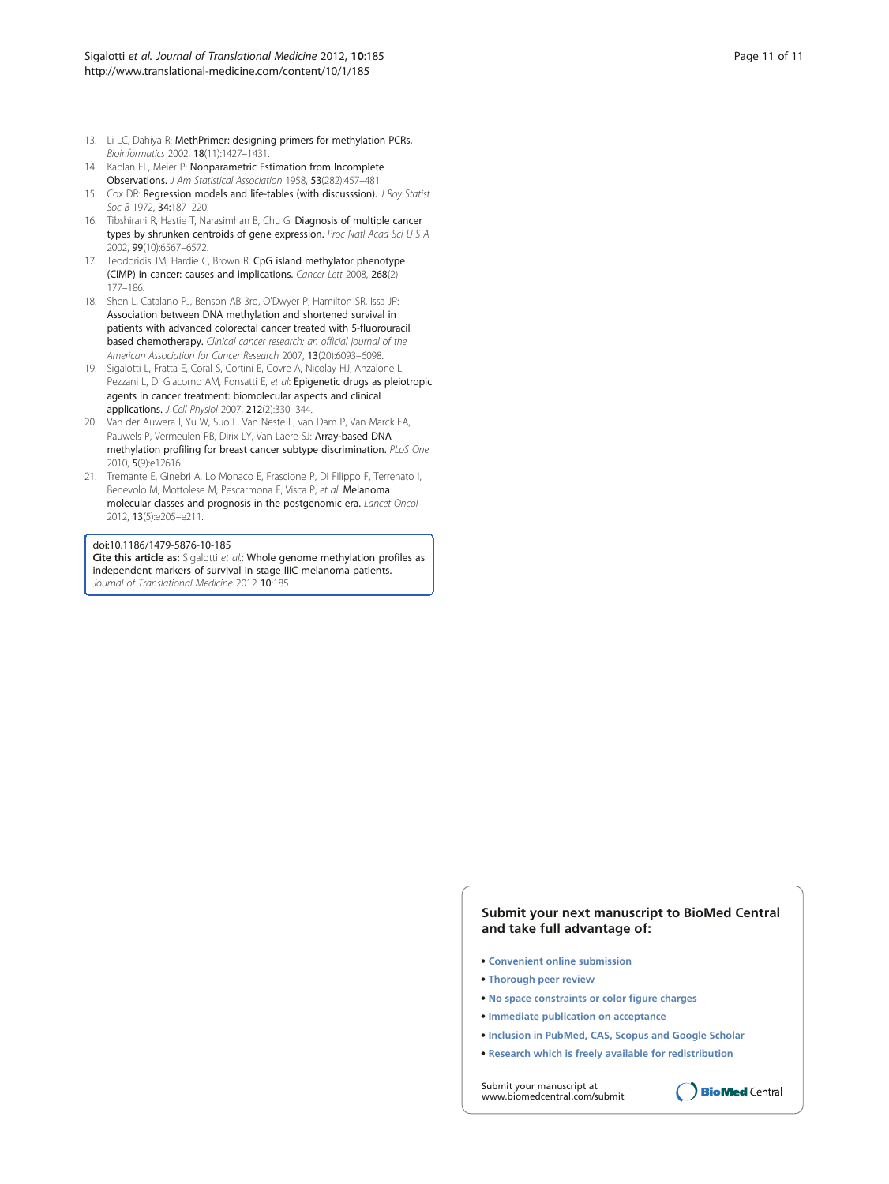13. Li LC, Dahiya R: MethPrimer: designing primers for methylation PCRs. *Bioinformatics* 2002, **18**(11):1427–1431.
14. Kaplan EL, Meier P: Nonparametric Estimation from Incomplete Observations. *J Am Statistical Association* 1958, **53**(282):457–481.
15. Cox DR: Regression models and life-tables (with discusssion). *J Roy Statist Soc B* 1972, **34**:187–220.
16. Tibshirani R, Hastie T, Narasimhan B, Chu G: Diagnosis of multiple cancer types by shrunken centroids of gene expression. *Proc Natl Acad Sci U S A* 2002, **99**(10):6567–6572.
17. Teodoridis JM, Hardie C, Brown R: CpG island methylator phenotype (CIMP) in cancer: causes and implications. *Cancer Lett* 2008, **268**(2):177–186.
18. Shen L, Catalano PJ, Benson AB 3rd, O'Dwyer P, Hamilton SR, Issa JP: Association between DNA methylation and shortened survival in patients with advanced colorectal cancer treated with 5-fluorouracil based chemotherapy. *Clinical cancer research: an official journal of the American Association for Cancer Research* 2007, **13**(20):6093–6098.
19. Sigalotti L, Fratta E, Coral S, Cortini E, Covre A, Nicolay HJ, Anzalone L, Pezzani L, Di Giacomo AM, Fonsatti E, *et al*: Epigenetic drugs as pleiotropic agents in cancer treatment: biomolecular aspects and clinical applications. *J Cell Physiol* 2007, **212**(2):330–344.
20. Van der Auwera I, Yu W, Suo L, Van Neste L, van Dam P, Van Marck EA, Pauwels P, Vermeulen PB, Dirix LY, Van Laere SJ: Array-based DNA methylation profiling for breast cancer subtype discrimination. *PLoS One* 2010, **5**(9):e12616.
21. Tremante E, Ginebri A, Lo Monaco E, Frascione P, Di Filippo F, Terrenato I, Benevolo M, Mottolese M, Pescarmona E, Visca P, *et al*: Melanoma molecular classes and prognosis in the postgenomic era. *Lancet Oncol* 2012, **13**(5):e205–e211.

doi:10.1186/1479-5876-10-185
**Cite this article as:** Sigalotti *et al.*: Whole genome methylation profiles as independent markers of survival in stage IIIC melanoma patients. *Journal of Translational Medicine* 2012 **10**:185.

**Submit your next manuscript to BioMed Central and take full advantage of:**

- **Convenient online submission**
- **Thorough peer review**
- **No space constraints or color figure charges**
- **Immediate publication on acceptance**
- **Inclusion in PubMed, CAS, Scopus and Google Scholar**
- **Research which is freely available for redistribution**

Submit your manuscript at
www.biomedcentral.com/submit

BioMed Central